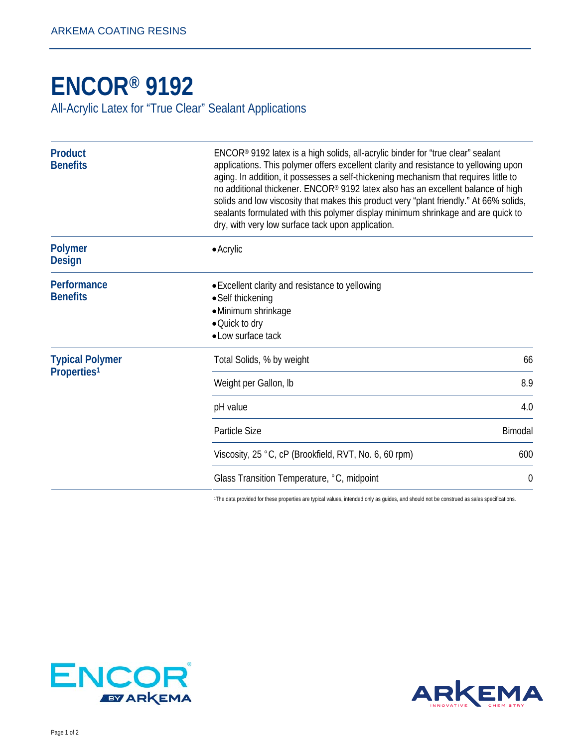ARKEMA COATING RESINS

# ENCOR® 9192

All-Acrylic Latex for "True Clear" Sealant Applications

## Product Benefits

ENCOR® 9192 latex is a high solids, all-acrylic binder for "true clear" sealant applications. This polymer offers excellent clarity and resistance to yellowing upon aging. In addition, it possesses a self-thickening mechanism that requires little to no additional thickener. ENCOR® 9192 latex also has an excellent balance of high solids and low viscosity that makes this product very "plant friendly." At 66% solids, sealants formulated with this polymer display minimum shrinkage and are quick to dry, with very low surface tack upon application.

## Polymer Design

- Acrylic

## Performance Benefits

- Excellent clarity and resistance to yellowing
- Self thickening
- Minimum shrinkage
- Quick to dry
- Low surface tack

## Typical Polymer Properties[1]

| Property | Value |
|---|---|
| Total Solids, % by weight | 66 |
| Weight per Gallon, lb | 8.9 |
| pH value | 4.0 |
| Particle Size | Bimodal |
| Viscosity, 25 °C, cP (Brookfield, RVT, No. 6, 60 rpm) | 600 |
| Glass Transition Temperature, °C, midpoint | 0 |

[1]The data provided for these properties are typical values, intended only as guides, and should not be construed as sales specifications.

ENCOR® BY ARKEMA

ARKEMA INNOVATIVE CHEMISTRY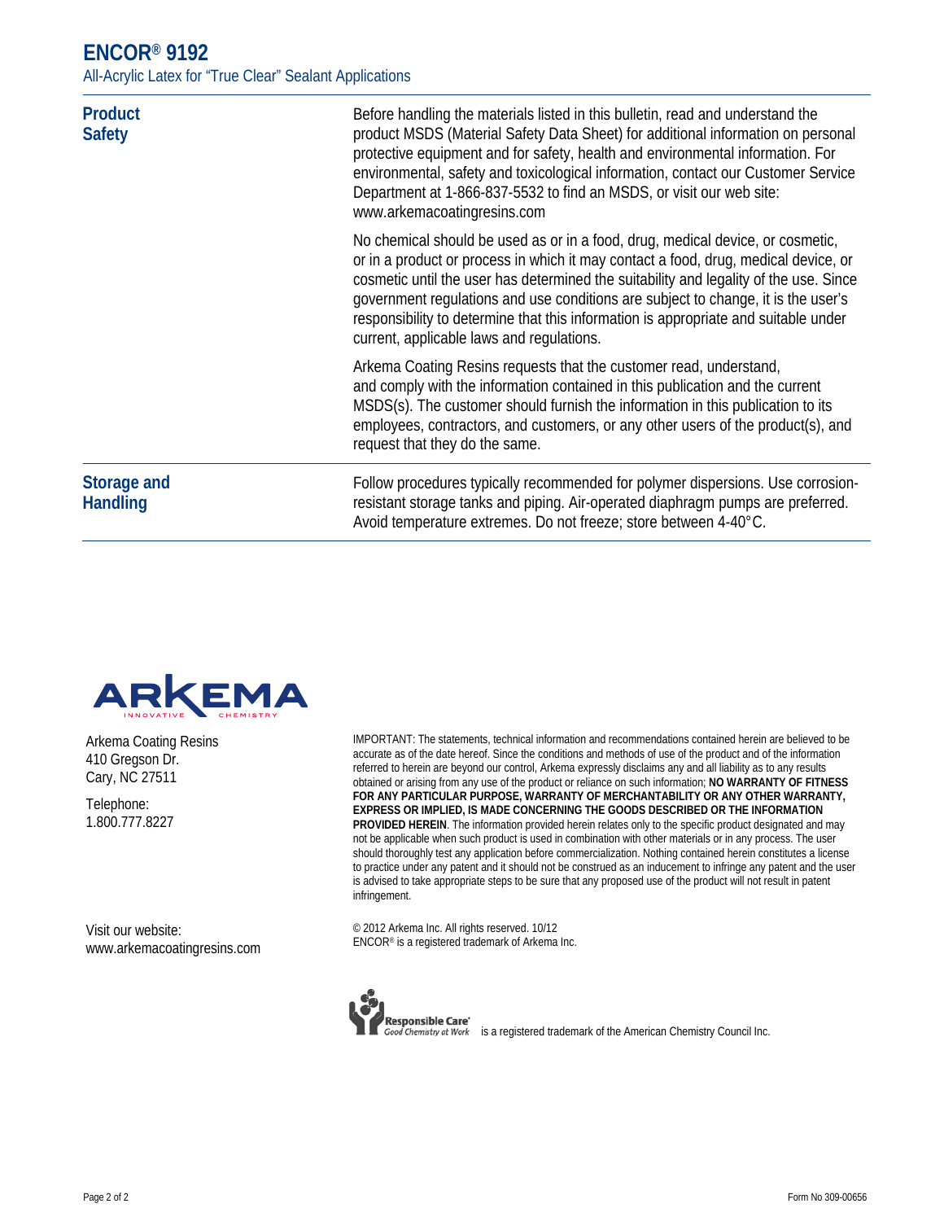# ENCOR® 9192

All-Acrylic Latex for "True Clear" Sealant Applications

## Product Safety

Before handling the materials listed in this bulletin, read and understand the product MSDS (Material Safety Data Sheet) for additional information on personal protective equipment and for safety, health and environmental information. For environmental, safety and toxicological information, contact our Customer Service Department at 1-866-837-5532 to find an MSDS, or visit our web site: www.arkemacoatingresins.com

No chemical should be used as or in a food, drug, medical device, or cosmetic, or in a product or process in which it may contact a food, drug, medical device, or cosmetic until the user has determined the suitability and legality of the use. Since government regulations and use conditions are subject to change, it is the user's responsibility to determine that this information is appropriate and suitable under current, applicable laws and regulations.

Arkema Coating Resins requests that the customer read, understand, and comply with the information contained in this publication and the current MSDS(s). The customer should furnish the information in this publication to its employees, contractors, and customers, or any other users of the product(s), and request that they do the same.

## Storage and Handling

Follow procedures typically recommended for polymer dispersions. Use corrosion-resistant storage tanks and piping. Air-operated diaphragm pumps are preferred. Avoid temperature extremes. Do not freeze; store between 4-40°C.

ARKEMA
INNOVATIVE CHEMISTRY

Arkema Coating Resins
410 Gregson Dr.
Cary, NC 27511

Telephone:
1.800.777.8227

Visit our website:
www.arkemacoatingresins.com

IMPORTANT: The statements, technical information and recommendations contained herein are believed to be accurate as of the date hereof. Since the conditions and methods of use of the product and of the information referred to herein are beyond our control, Arkema expressly disclaims any and all liability as to any results obtained or arising from any use of the product or reliance on such information; **NO WARRANTY OF FITNESS FOR ANY PARTICULAR PURPOSE, WARRANTY OF MERCHANTABILITY OR ANY OTHER WARRANTY, EXPRESS OR IMPLIED, IS MADE CONCERNING THE GOODS DESCRIBED OR THE INFORMATION PROVIDED HEREIN**. The information provided herein relates only to the specific product designated and may not be applicable when such product is used in combination with other materials or in any process. The user should thoroughly test any application before commercialization. Nothing contained herein constitutes a license to practice under any patent and it should not be construed as an inducement to infringe any patent and the user is advised to take appropriate steps to be sure that any proposed use of the product will not result in patent infringement.

© 2012 Arkema Inc. All rights reserved. 10/12
ENCOR® is a registered trademark of Arkema Inc.

Responsible Care® Good Chemistry at Work is a registered trademark of the American Chemistry Council Inc.

Form No 309-00656